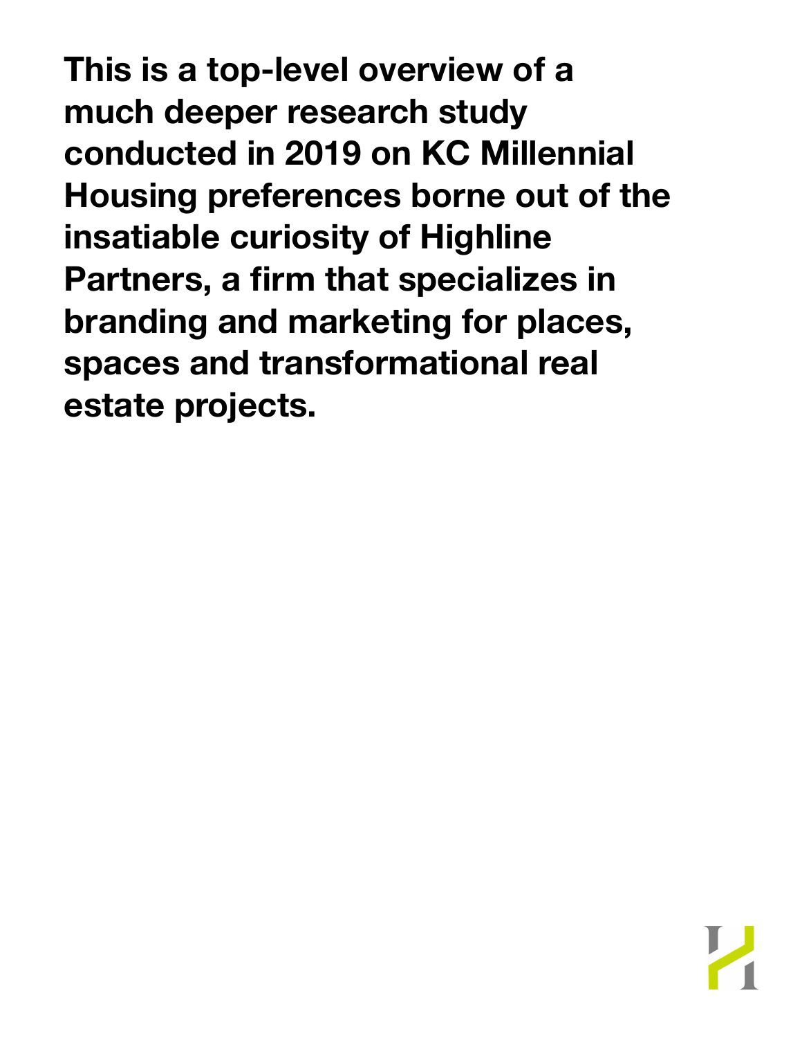**This is a top-level overview of a much deeper research study conducted in 2019 on KC Millennial Housing preferences borne out of the insatiable curiosity of Highline Partners, a firm that specializes in branding and marketing for places, spaces and transformational real estate projects.**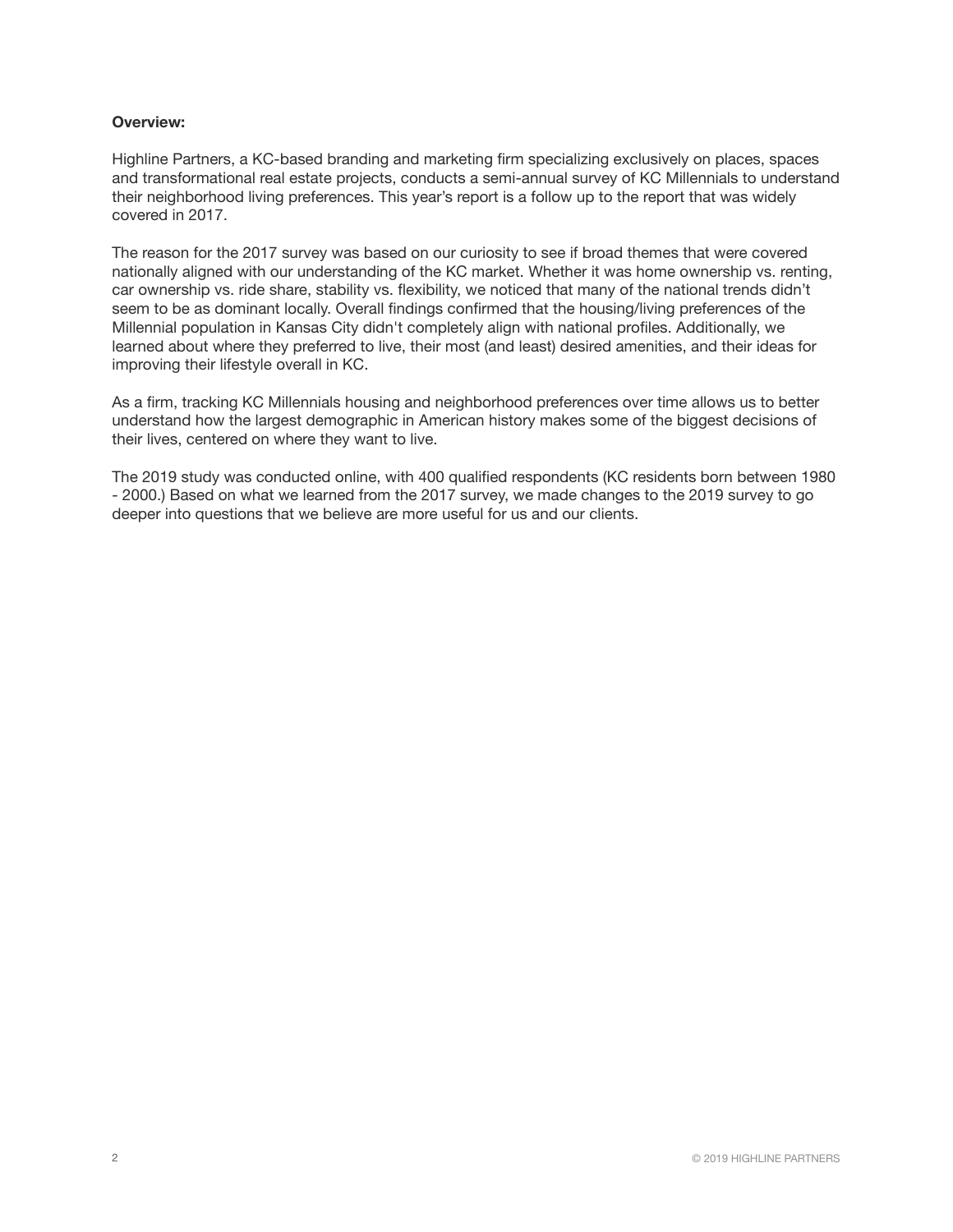**Overview:**

Highline Partners, a KC-based branding and marketing firm specializing exclusively on places, spaces and transformational real estate projects, conducts a semi-annual survey of KC Millennials to understand their neighborhood living preferences. This year's report is a follow up to the report that was widely covered in 2017.

The reason for the 2017 survey was based on our curiosity to see if broad themes that were covered nationally aligned with our understanding of the KC market. Whether it was home ownership vs. renting, car ownership vs. ride share, stability vs. flexibility, we noticed that many of the national trends didn't seem to be as dominant locally. Overall findings confirmed that the housing/living preferences of the Millennial population in Kansas City didn't completely align with national profiles. Additionally, we learned about where they preferred to live, their most (and least) desired amenities, and their ideas for improving their lifestyle overall in KC.

As a firm, tracking KC Millennials housing and neighborhood preferences over time allows us to better understand how the largest demographic in American history makes some of the biggest decisions of their lives, centered on where they want to live.

The 2019 study was conducted online, with 400 qualified respondents (KC residents born between 1980 - 2000.) Based on what we learned from the 2017 survey, we made changes to the 2019 survey to go deeper into questions that we believe are more useful for us and our clients.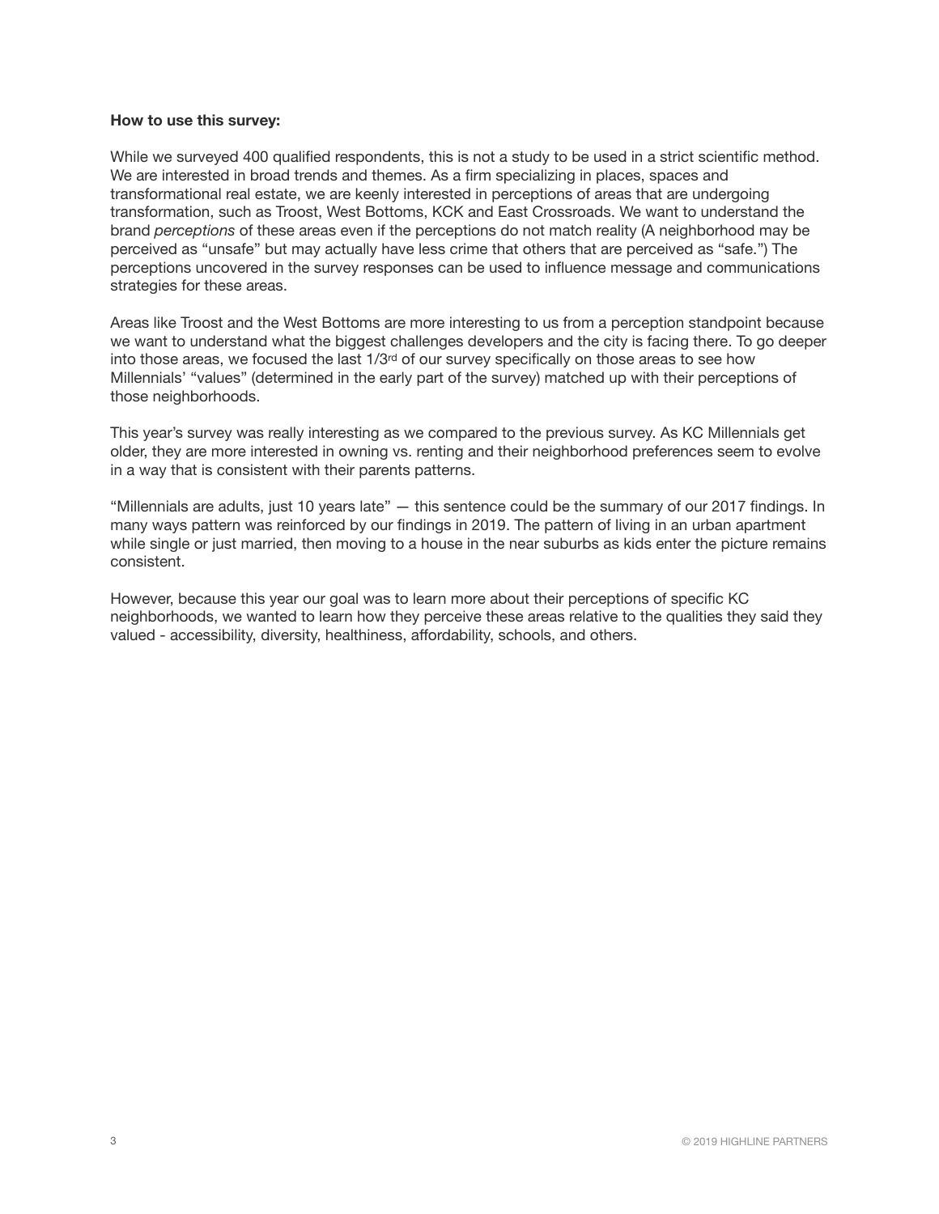**How to use this survey:**

While we surveyed 400 qualified respondents, this is not a study to be used in a strict scientific method. We are interested in broad trends and themes. As a firm specializing in places, spaces and transformational real estate, we are keenly interested in perceptions of areas that are undergoing transformation, such as Troost, West Bottoms, KCK and East Crossroads. We want to understand the brand *perceptions* of these areas even if the perceptions do not match reality (A neighborhood may be perceived as "unsafe" but may actually have less crime that others that are perceived as "safe.") The perceptions uncovered in the survey responses can be used to influence message and communications strategies for these areas.

Areas like Troost and the West Bottoms are more interesting to us from a perception standpoint because we want to understand what the biggest challenges developers and the city is facing there. To go deeper into those areas, we focused the last 1/3rd of our survey specifically on those areas to see how Millennials' "values" (determined in the early part of the survey) matched up with their perceptions of those neighborhoods.

This year's survey was really interesting as we compared to the previous survey. As KC Millennials get older, they are more interested in owning vs. renting and their neighborhood preferences seem to evolve in a way that is consistent with their parents patterns.

"Millennials are adults, just 10 years late" — this sentence could be the summary of our 2017 findings. In many ways pattern was reinforced by our findings in 2019. The pattern of living in an urban apartment while single or just married, then moving to a house in the near suburbs as kids enter the picture remains consistent.

However, because this year our goal was to learn more about their perceptions of specific KC neighborhoods, we wanted to learn how they perceive these areas relative to the qualities they said they valued - accessibility, diversity, healthiness, affordability, schools, and others.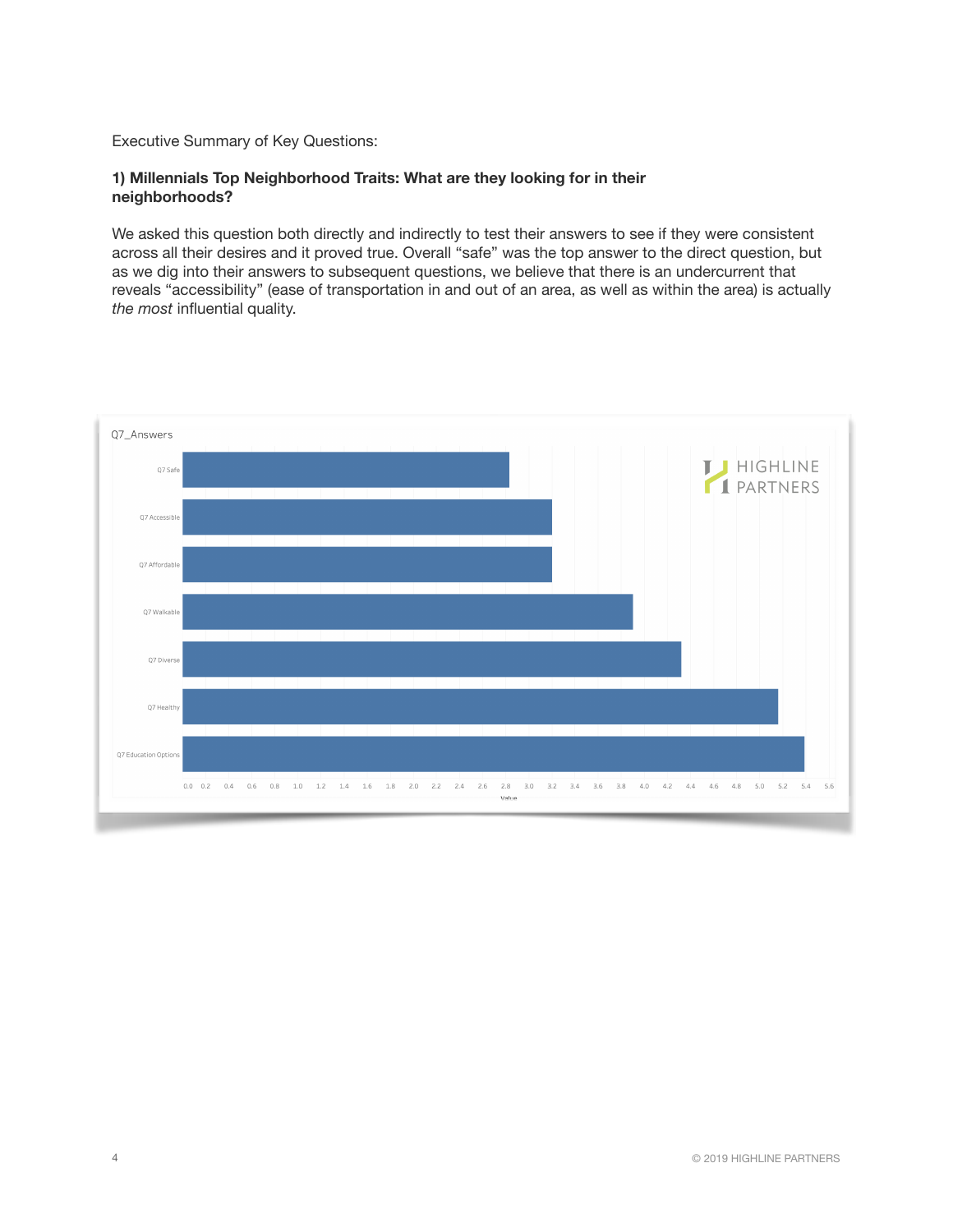Executive Summary of Key Questions:

**1) Millennials Top Neighborhood Traits: What are they looking for in their neighborhoods?**

We asked this question both directly and indirectly to test their answers to see if they were consistent across all their desires and it proved true. Overall “safe” was the top answer to the direct question, but as we dig into their answers to subsequent questions, we believe that there is an undercurrent that reveals “accessibility” (ease of transportation in and out of an area, as well as within the area) is actually *the most* influential quality.

Q7_Answers

| Answer | Value |
|---|---|
| Q7 Safe | 2.8 |
| Q7 Accessible | 3.2 |
| Q7 Affordable | 3.2 |
| Q7 Walkable | 3.9 |
| Q7 Diverse | 4.3 |
| Q7 Healthy | 5.15 |
| Q7 Education Options | 5.4 |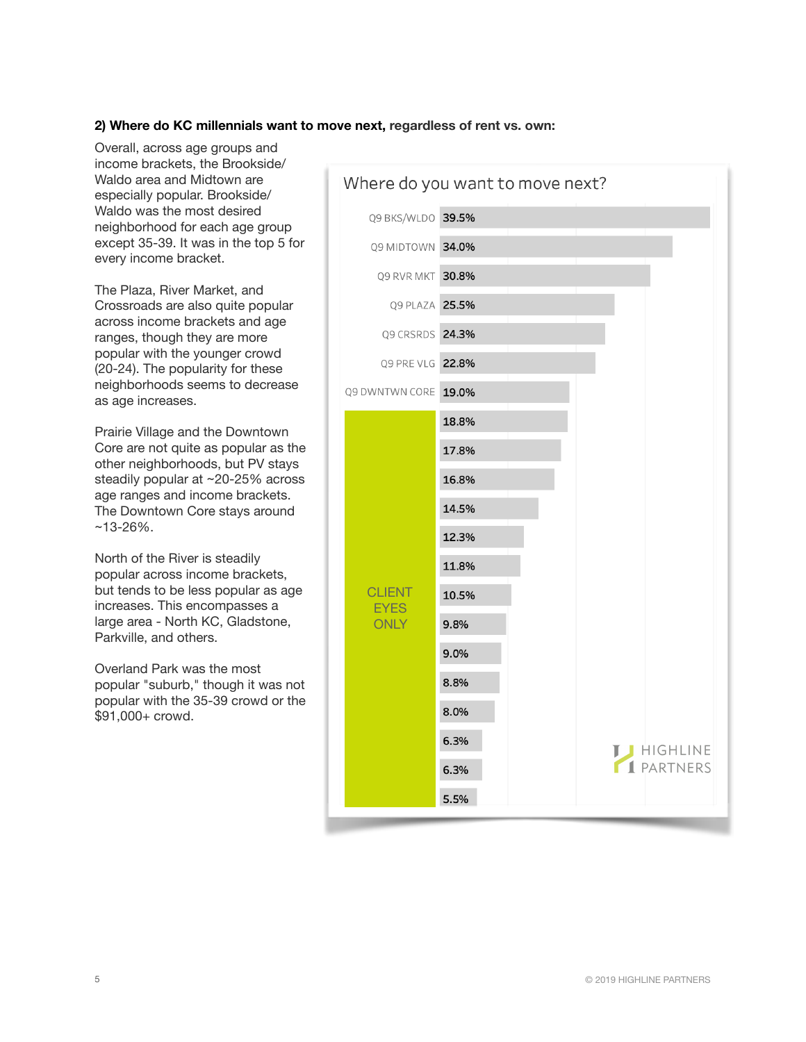**2) Where do KC millennials want to move next, regardless of rent vs. own:**

Overall, across age groups and income brackets, the Brookside/ Waldo area and Midtown are especially popular. Brookside/ Waldo was the most desired neighborhood for each age group except 35-39. It was in the top 5 for every income bracket.

The Plaza, River Market, and Crossroads are also quite popular across income brackets and age ranges, though they are more popular with the younger crowd (20-24). The popularity for these neighborhoods seems to decrease as age increases.

Prairie Village and the Downtown Core are not quite as popular as the other neighborhoods, but PV stays steadily popular at ~20-25% across age ranges and income brackets. The Downtown Core stays around ~13-26%.

North of the River is steadily popular across income brackets, but tends to be less popular as age increases. This encompasses a large area - North KC, Gladstone, Parkville, and others.

Overland Park was the most popular "suburb," though it was not popular with the 35-39 crowd or the $91,000+ crowd.

**Where do you want to move next?**

| Neighborhood | % |
|---|---|
| Q9 BKS/WLDO | 39.5% |
| Q9 MIDTOWN | 34.0% |
| Q9 RVR MKT | 30.8% |
| Q9 PLAZA | 25.5% |
| Q9 CRSRDS | 24.3% |
| Q9 PRE VLG | 22.8% |
| Q9 DWNTWN CORE | 19.0% |
| CLIENT EYES ONLY | 18.8% |
| | 17.8% |
| | 16.8% |
| | 14.5% |
| | 12.3% |
| | 11.8% |
| | 10.5% |
| | 9.8% |
| | 9.0% |
| | 8.8% |
| | 8.0% |
| | 6.3% |
| | 6.3% |
| | 5.5% |

HIGHLINE PARTNERS

© 2019 HIGHLINE PARTNERS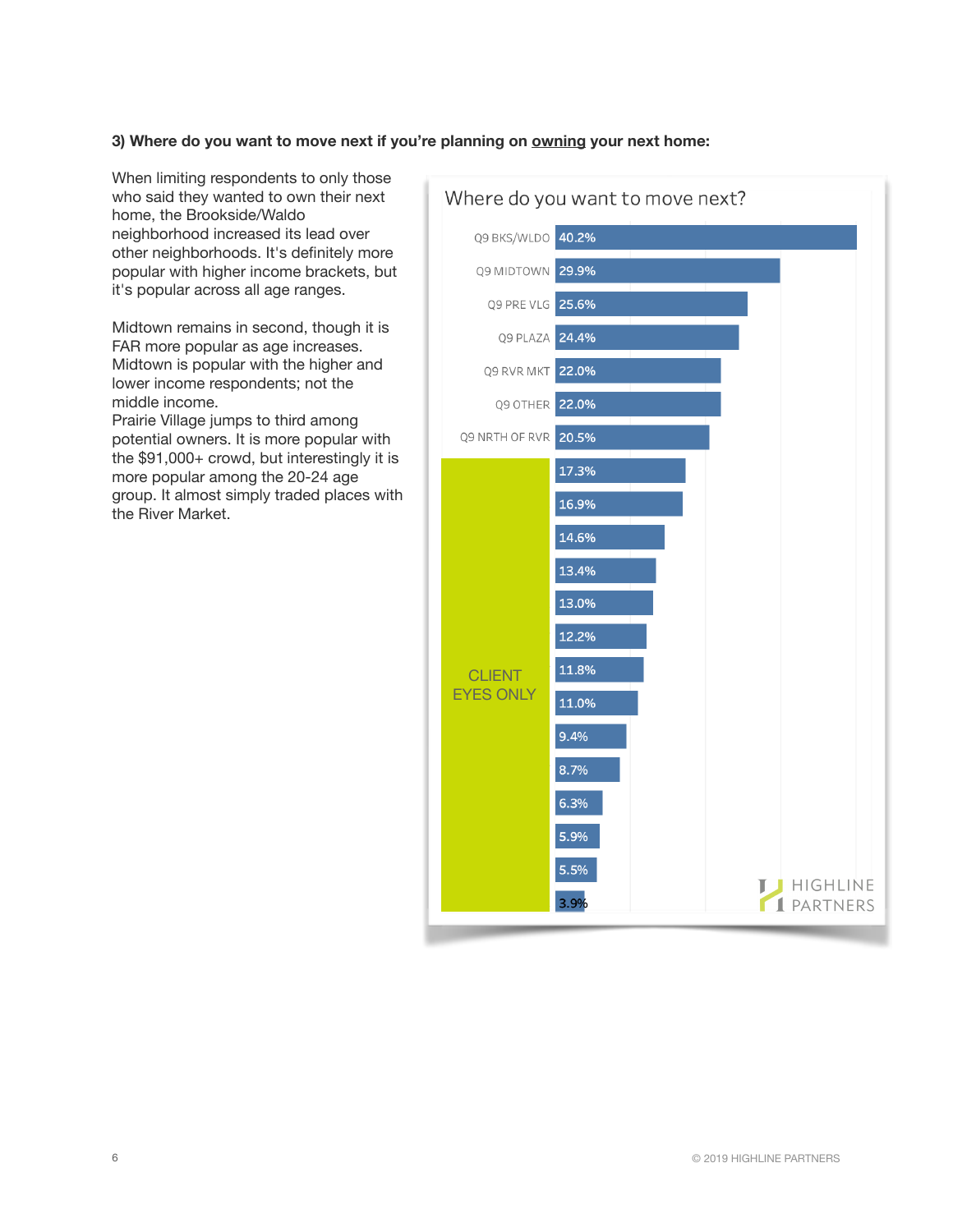**3) Where do you want to move next if you're planning on owning your next home:**

When limiting respondents to only those who said they wanted to own their next home, the Brookside/Waldo neighborhood increased its lead over other neighborhoods. It's definitely more popular with higher income brackets, but it's popular across all age ranges.

Midtown remains in second, though it is FAR more popular as age increases. Midtown is popular with the higher and lower income respondents; not the middle income.

Prairie Village jumps to third among potential owners. It is more popular with the $91,000+ crowd, but interestingly it is more popular among the 20-24 age group. It almost simply traded places with the River Market.

**Where do you want to move next?**

| Neighborhood | Percentage |
| --- | --- |
| Q9 BKS/WLDO | 40.2% |
| Q9 MIDTOWN | 29.9% |
| Q9 PRE VLG | 25.6% |
| Q9 PLAZA | 24.4% |
| Q9 RVR MKT | 22.0% |
| Q9 OTHER | 22.0% |
| Q9 NRTH OF RVR | 20.5% |
| CLIENT EYES ONLY | 17.3% |
| | 16.9% |
| | 14.6% |
| | 13.4% |
| | 13.0% |
| | 12.2% |
| | 11.8% |
| | 11.0% |
| | 9.4% |
| | 8.7% |
| | 6.3% |
| | 5.9% |
| | 5.5% |
| | 3.9% |

HIGHLINE PARTNERS

© 2019 HIGHLINE PARTNERS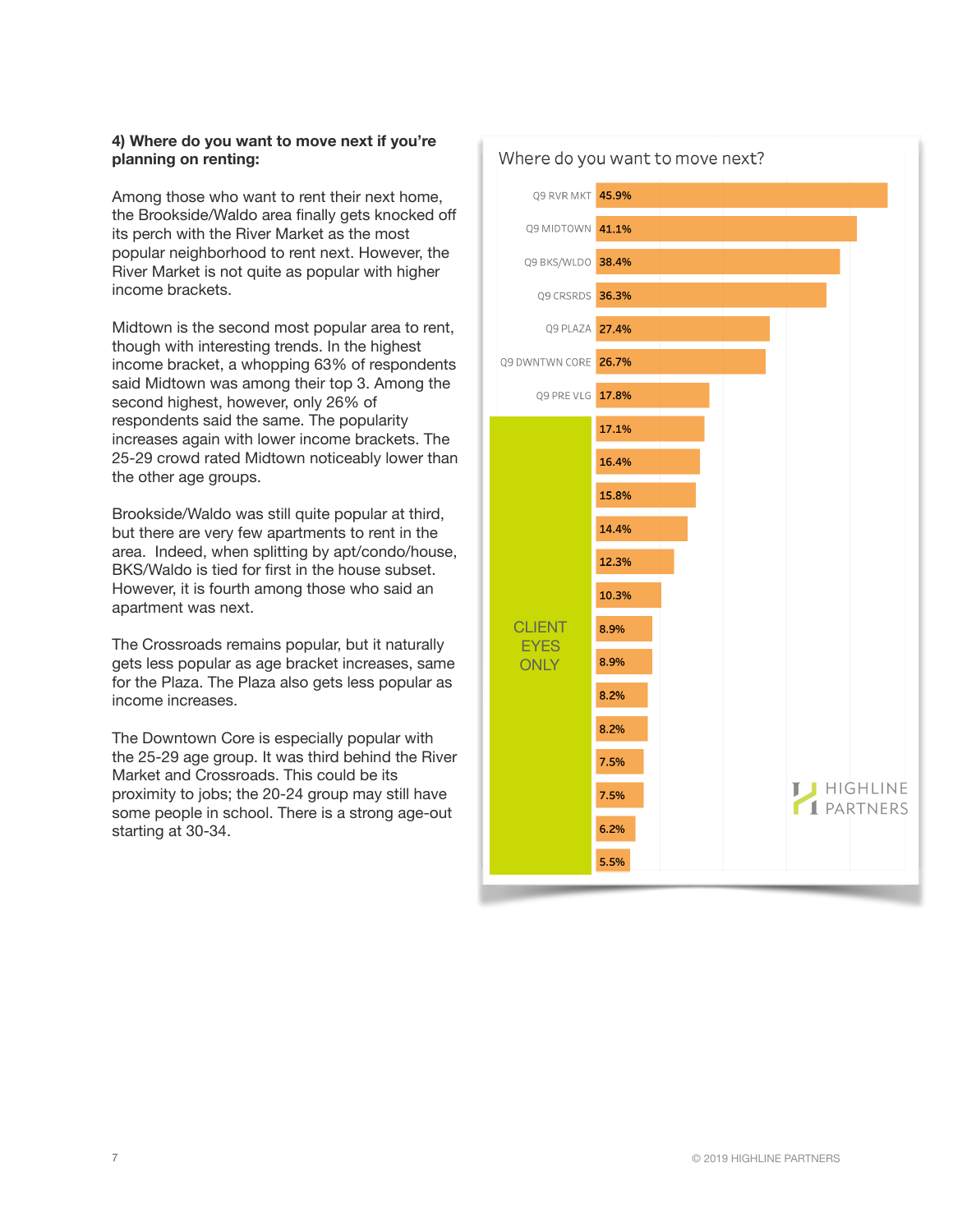**4) Where do you want to move next if you're planning on renting:**

Among those who want to rent their next home, the Brookside/Waldo area finally gets knocked off its perch with the River Market as the most popular neighborhood to rent next. However, the River Market is not quite as popular with higher income brackets.

Midtown is the second most popular area to rent, though with interesting trends. In the highest income bracket, a whopping 63% of respondents said Midtown was among their top 3. Among the second highest, however, only 26% of respondents said the same. The popularity increases again with lower income brackets. The 25-29 crowd rated Midtown noticeably lower than the other age groups.

Brookside/Waldo was still quite popular at third, but there are very few apartments to rent in the area. Indeed, when splitting by apt/condo/house, BKS/Waldo is tied for first in the house subset. However, it is fourth among those who said an apartment was next.

The Crossroads remains popular, but it naturally gets less popular as age bracket increases, same for the Plaza. The Plaza also gets less popular as income increases.

The Downtown Core is especially popular with the 25-29 age group. It was third behind the River Market and Crossroads. This could be its proximity to jobs; the 20-24 group may still have some people in school. There is a strong age-out starting at 30-34.

**Where do you want to move next?**

| Location | Percent |
|---|---|
| Q9 RVR MKT | 45.9% |
| Q9 MIDTOWN | 41.1% |
| Q9 BKS/WLDO | 38.4% |
| Q9 CRSRDS | 36.3% |
| Q9 PLAZA | 27.4% |
| Q9 DWNTWN CORE | 26.7% |
| Q9 PRE VLG | 17.8% |
| CLIENT EYES ONLY | 17.1% |
| | 16.4% |
| | 15.8% |
| | 14.4% |
| | 12.3% |
| | 10.3% |
| | 8.9% |
| | 8.9% |
| | 8.2% |
| | 8.2% |
| | 7.5% |
| | 7.5% |
| | 6.2% |
| | 5.5% |

HIGHLINE PARTNERS

© 2019 HIGHLINE PARTNERS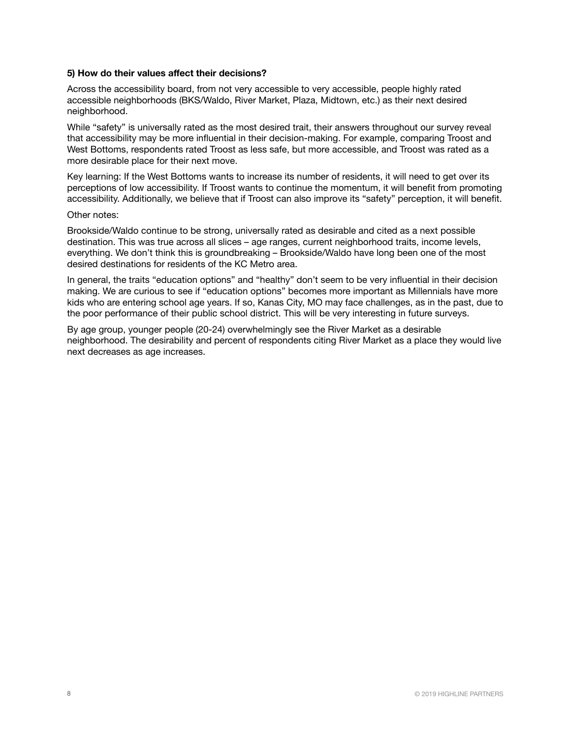**5) How do their values affect their decisions?**

Across the accessibility board, from not very accessible to very accessible, people highly rated accessible neighborhoods (BKS/Waldo, River Market, Plaza, Midtown, etc.) as their next desired neighborhood.

While "safety" is universally rated as the most desired trait, their answers throughout our survey reveal that accessibility may be more influential in their decision-making. For example, comparing Troost and West Bottoms, respondents rated Troost as less safe, but more accessible, and Troost was rated as a more desirable place for their next move.

Key learning: If the West Bottoms wants to increase its number of residents, it will need to get over its perceptions of low accessibility. If Troost wants to continue the momentum, it will benefit from promoting accessibility. Additionally, we believe that if Troost can also improve its "safety" perception, it will benefit.

Other notes:

Brookside/Waldo continue to be strong, universally rated as desirable and cited as a next possible destination. This was true across all slices – age ranges, current neighborhood traits, income levels, everything. We don't think this is groundbreaking – Brookside/Waldo have long been one of the most desired destinations for residents of the KC Metro area.

In general, the traits "education options" and "healthy" don't seem to be very influential in their decision making. We are curious to see if "education options" becomes more important as Millennials have more kids who are entering school age years. If so, Kanas City, MO may face challenges, as in the past, due to the poor performance of their public school district. This will be very interesting in future surveys.

By age group, younger people (20-24) overwhelmingly see the River Market as a desirable neighborhood. The desirability and percent of respondents citing River Market as a place they would live next decreases as age increases.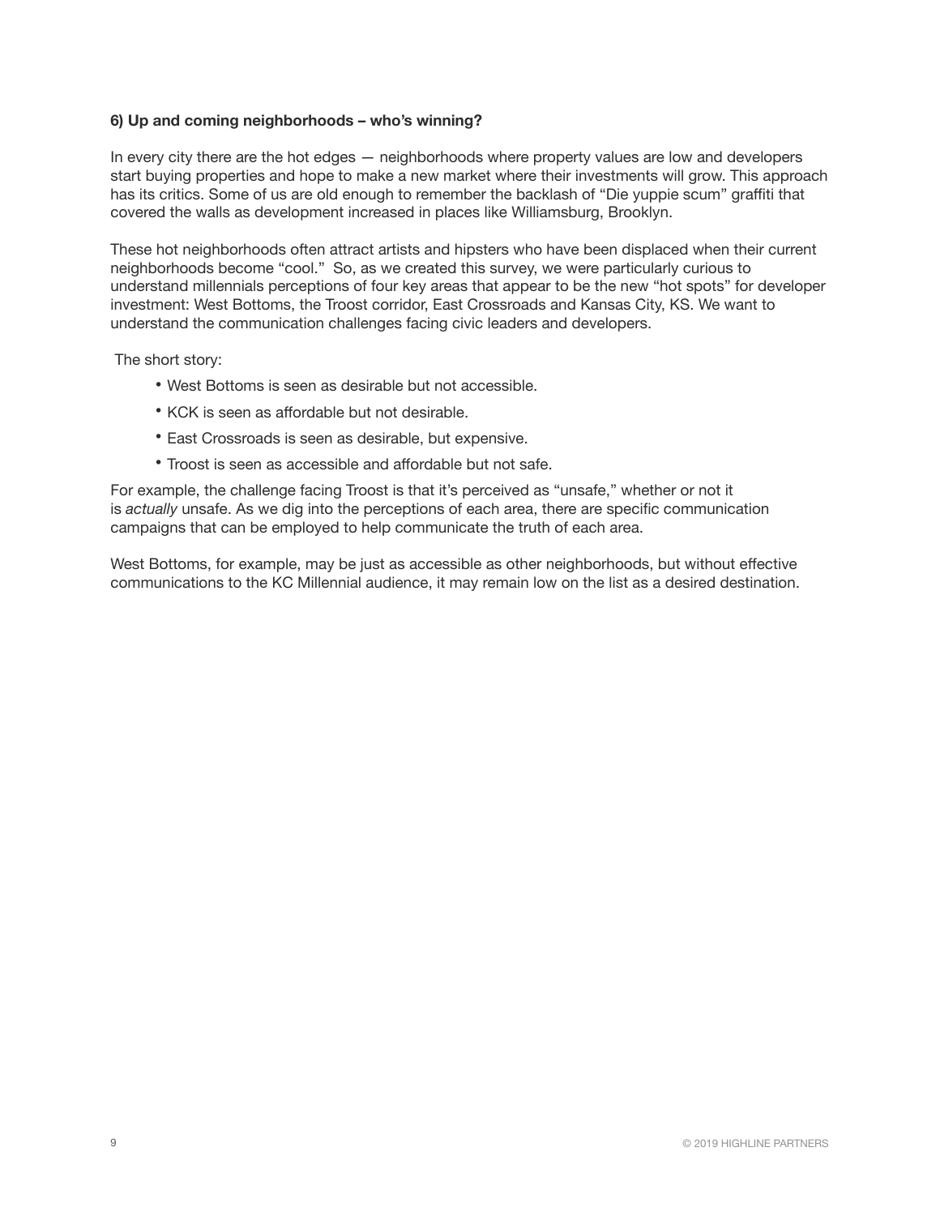**6) Up and coming neighborhoods – who's winning?**

In every city there are the hot edges — neighborhoods where property values are low and developers start buying properties and hope to make a new market where their investments will grow. This approach has its critics. Some of us are old enough to remember the backlash of "Die yuppie scum" graffiti that covered the walls as development increased in places like Williamsburg, Brooklyn.

These hot neighborhoods often attract artists and hipsters who have been displaced when their current neighborhoods become "cool." So, as we created this survey, we were particularly curious to understand millennials perceptions of four key areas that appear to be the new "hot spots" for developer investment: West Bottoms, the Troost corridor, East Crossroads and Kansas City, KS. We want to understand the communication challenges facing civic leaders and developers.

The short story:

- West Bottoms is seen as desirable but not accessible.
- KCK is seen as affordable but not desirable.
- East Crossroads is seen as desirable, but expensive.
- Troost is seen as accessible and affordable but not safe.

For example, the challenge facing Troost is that it's perceived as "unsafe," whether or not it is *actually* unsafe. As we dig into the perceptions of each area, there are specific communication campaigns that can be employed to help communicate the truth of each area.

West Bottoms, for example, may be just as accessible as other neighborhoods, but without effective communications to the KC Millennial audience, it may remain low on the list as a desired destination.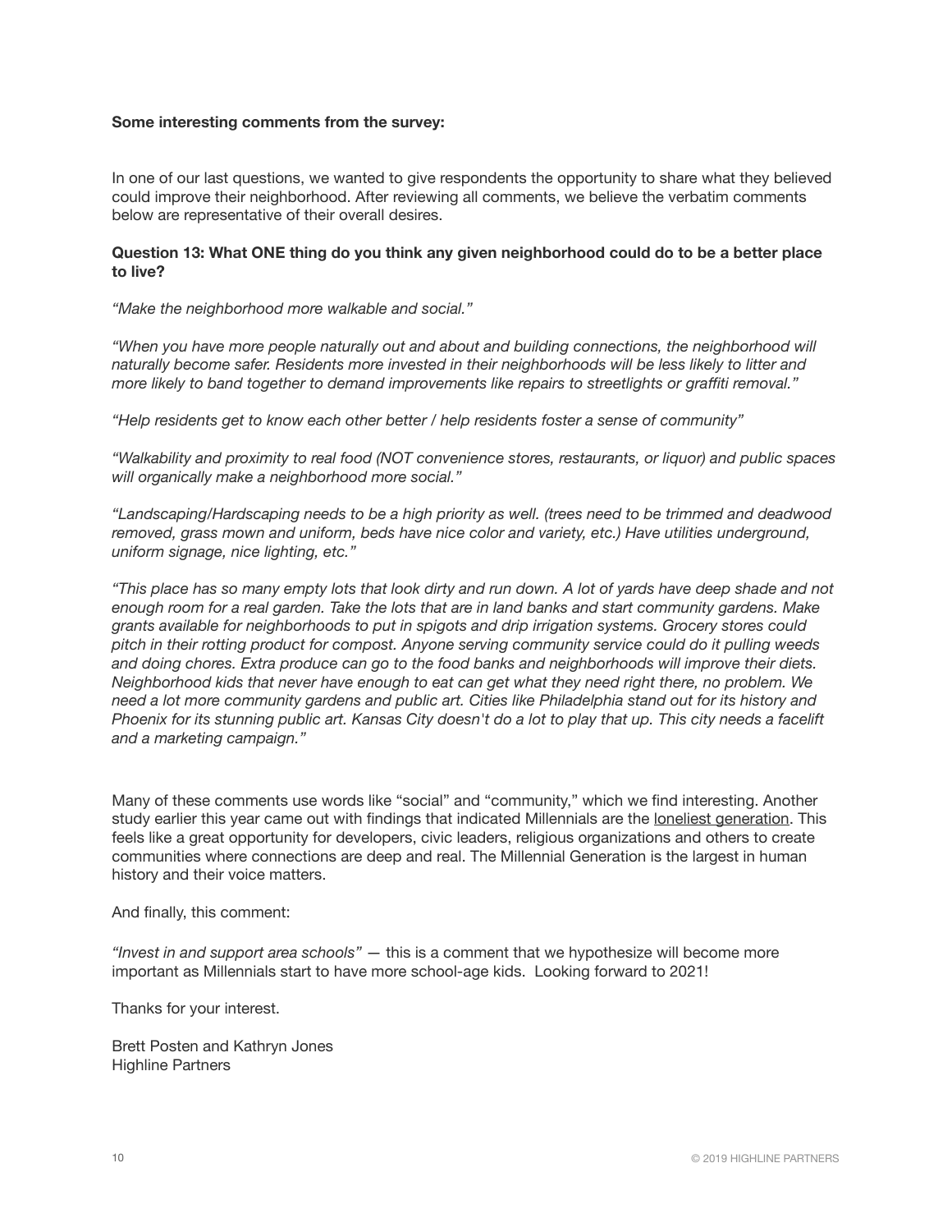**Some interesting comments from the survey:**

In one of our last questions, we wanted to give respondents the opportunity to share what they believed could improve their neighborhood. After reviewing all comments, we believe the verbatim comments below are representative of their overall desires.

**Question 13: What ONE thing do you think any given neighborhood could do to be a better place to live?**

*"Make the neighborhood more walkable and social."*

*"When you have more people naturally out and about and building connections, the neighborhood will naturally become safer. Residents more invested in their neighborhoods will be less likely to litter and more likely to band together to demand improvements like repairs to streetlights or graffiti removal."*

*"Help residents get to know each other better / help residents foster a sense of community"*

*"Walkability and proximity to real food (NOT convenience stores, restaurants, or liquor) and public spaces will organically make a neighborhood more social."*

*"Landscaping/Hardscaping needs to be a high priority as well. (trees need to be trimmed and deadwood removed, grass mown and uniform, beds have nice color and variety, etc.) Have utilities underground, uniform signage, nice lighting, etc."*

*"This place has so many empty lots that look dirty and run down. A lot of yards have deep shade and not enough room for a real garden. Take the lots that are in land banks and start community gardens. Make grants available for neighborhoods to put in spigots and drip irrigation systems. Grocery stores could pitch in their rotting product for compost. Anyone serving community service could do it pulling weeds and doing chores. Extra produce can go to the food banks and neighborhoods will improve their diets. Neighborhood kids that never have enough to eat can get what they need right there, no problem. We need a lot more community gardens and public art. Cities like Philadelphia stand out for its history and Phoenix for its stunning public art. Kansas City doesn't do a lot to play that up. This city needs a facelift and a marketing campaign."*

Many of these comments use words like "social" and "community," which we find interesting. Another study earlier this year came out with findings that indicated Millennials are the loneliest generation. This feels like a great opportunity for developers, civic leaders, religious organizations and others to create communities where connections are deep and real. The Millennial Generation is the largest in human history and their voice matters.

And finally, this comment:

*"Invest in and support area schools"* — this is a comment that we hypothesize will become more important as Millennials start to have more school-age kids. Looking forward to 2021!

Thanks for your interest.

Brett Posten and Kathryn Jones
Highline Partners